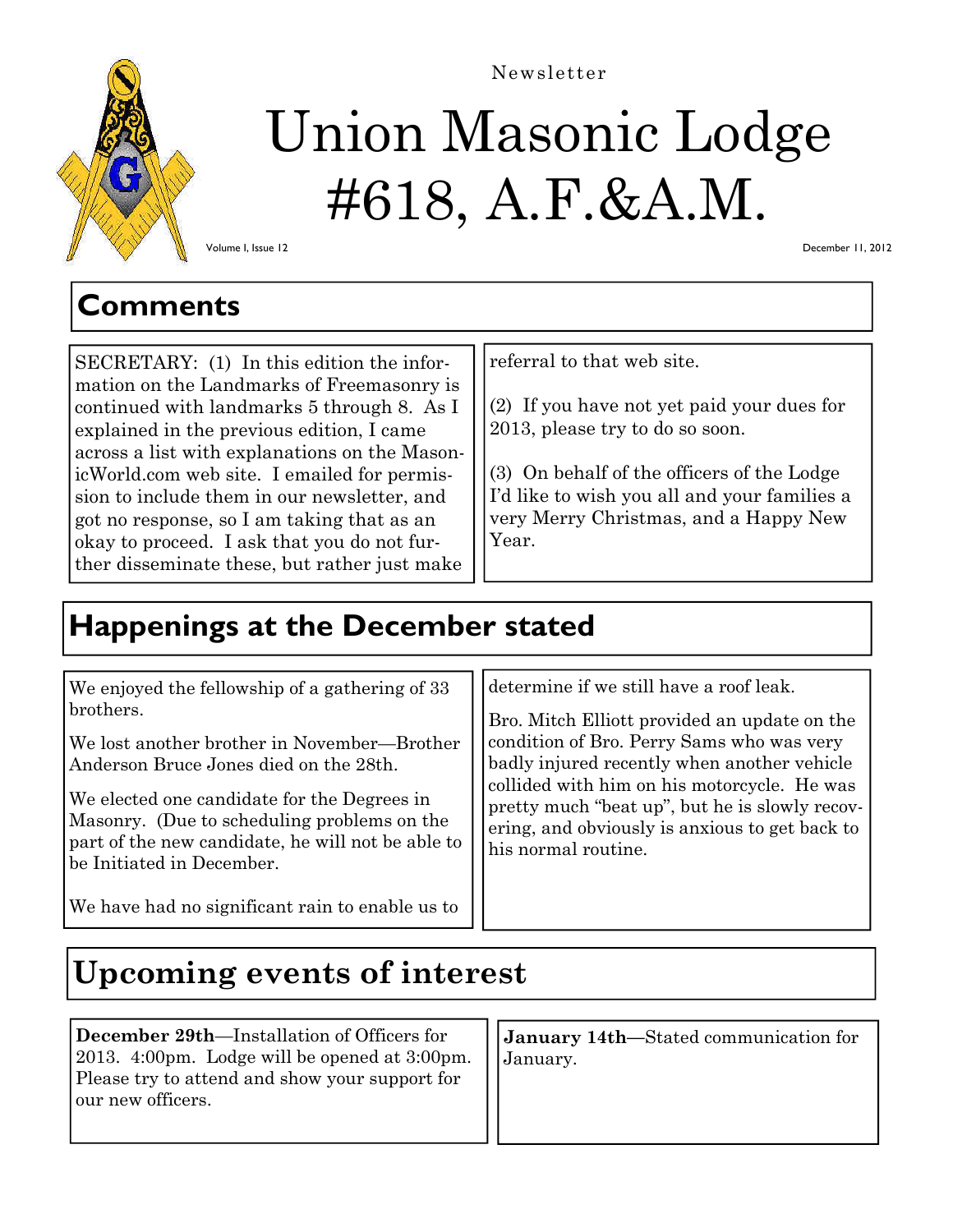Newsletter

# Union Masonic Lodge #618, A.F.&A.M.

Volume I, Issue 12

December 11, 2012

## Comments

SECRETARY: (1) In this edition the information on the Landmarks of Freemasonry is continued with landmarks 5 through 8. As I explained in the previous edition, I came across a list with explanations on the MasonicWorld.com web site. I emailed for permission to include them in our newsletter, and got no response, so I am taking that as an okay to proceed. I ask that you do not further disseminate these, but rather just make referral to that web site.

(2) If you have not yet paid your dues for 2013, please try to do so soon.

(3) On behalf of the officers of the Lodge I'd like to wish you all and your families a very Merry Christmas, and a Happy New Year.

## Happenings at the December stated

We enjoyed the fellowship of a gathering of 33 brothers.

We lost another brother in November—Brother Anderson Bruce Jones died on the 28th.

We elected one candidate for the Degrees in Masonry. (Due to scheduling problems on the part of the new candidate, he will not be able to be Initiated in December.

We have had no significant rain to enable us to determine if we still have a roof leak.

Bro. Mitch Elliott provided an update on the condition of Bro. Perry Sams who was very badly injured recently when another vehicle collided with him on his motorcycle. He was pretty much "beat up", but he is slowly recovering, and obviously is anxious to get back to his normal routine.

## Upcoming events of interest

**December 29th**—Installation of Officers for 2013. 4:00pm. Lodge will be opened at 3:00pm. Please try to attend and show your support for our new officers.

**January 14th**—Stated communication for January.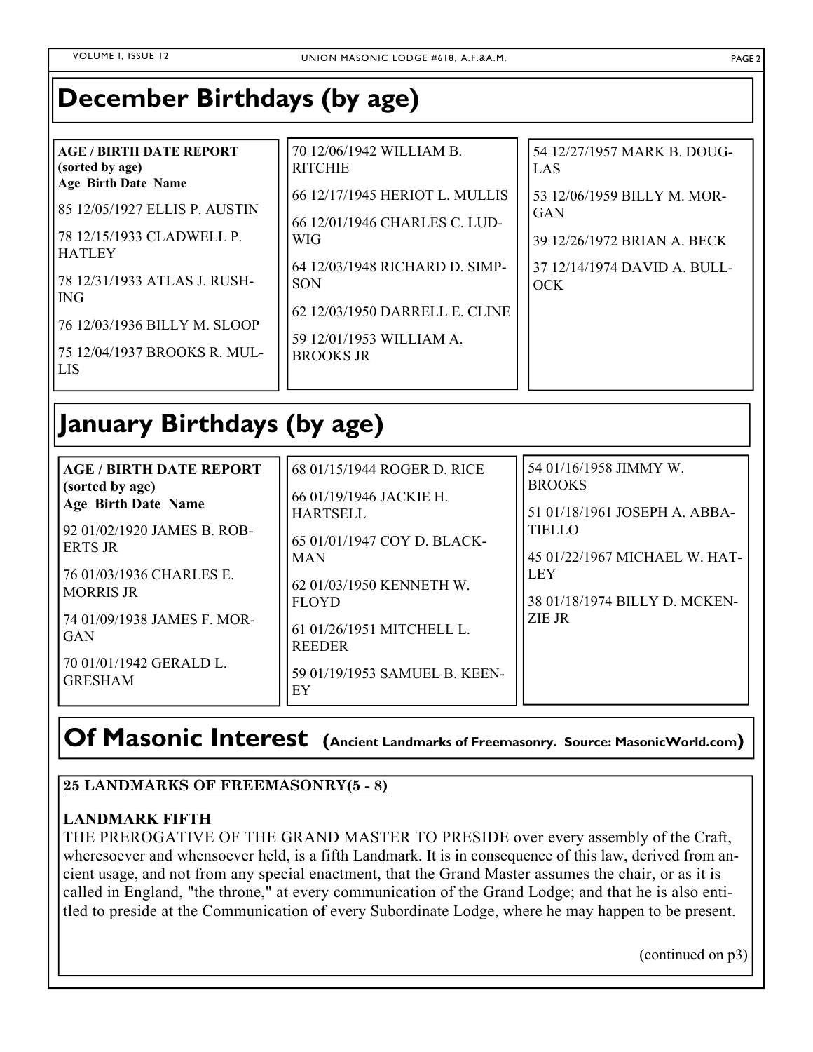# December Birthdays (by age)

**AGE / BIRTH DATE REPORT (sorted by age)**
**Age Birth Date Name**

85 12/05/1927 ELLIS P. AUSTIN

78 12/15/1933 CLADWELL P. HATLEY

78 12/31/1933 ATLAS J. RUSHING

76 12/03/1936 BILLY M. SLOOP

75 12/04/1937 BROOKS R. MULLIS

70 12/06/1942 WILLIAM B. RITCHIE

66 12/17/1945 HERIOT L. MULLIS

66 12/01/1946 CHARLES C. LUDWIG

64 12/03/1948 RICHARD D. SIMPSON

62 12/03/1950 DARRELL E. CLINE

59 12/01/1953 WILLIAM A. BROOKS JR

54 12/27/1957 MARK B. DOUGLAS

53 12/06/1959 BILLY M. MORGAN

39 12/26/1972 BRIAN A. BECK

37 12/14/1974 DAVID A. BULLOCK

# January Birthdays (by age)

**AGE / BIRTH DATE REPORT (sorted by age)**
**Age Birth Date Name**

92 01/02/1920 JAMES B. ROBERTS JR

76 01/03/1936 CHARLES E. MORRIS JR

74 01/09/1938 JAMES F. MORGAN

70 01/01/1942 GERALD L. GRESHAM

68 01/15/1944 ROGER D. RICE

66 01/19/1946 JACKIE H. HARTSELL

65 01/01/1947 COY D. BLACKMAN

62 01/03/1950 KENNETH W. FLOYD

61 01/26/1951 MITCHELL L. REEDER

59 01/19/1953 SAMUEL B. KEENEY

54 01/16/1958 JIMMY W. BROOKS

51 01/18/1961 JOSEPH A. ABBATIELLO

45 01/22/1967 MICHAEL W. HATLEY

38 01/18/1974 BILLY D. MCKENZIE JR

# Of Masonic Interest (Ancient Landmarks of Freemasonry. Source: MasonicWorld.com)

**25 LANDMARKS OF FREEMASONRY(5 - 8)**

**LANDMARK FIFTH**

THE PREROGATIVE OF THE GRAND MASTER TO PRESIDE over every assembly of the Craft, wheresoever and whensoever held, is a fifth Landmark. It is in consequence of this law, derived from ancient usage, and not from any special enactment, that the Grand Master assumes the chair, or as it is called in England, "the throne," at every communication of the Grand Lodge; and that he is also entitled to preside at the Communication of every Subordinate Lodge, where he may happen to be present.

(continued on p3)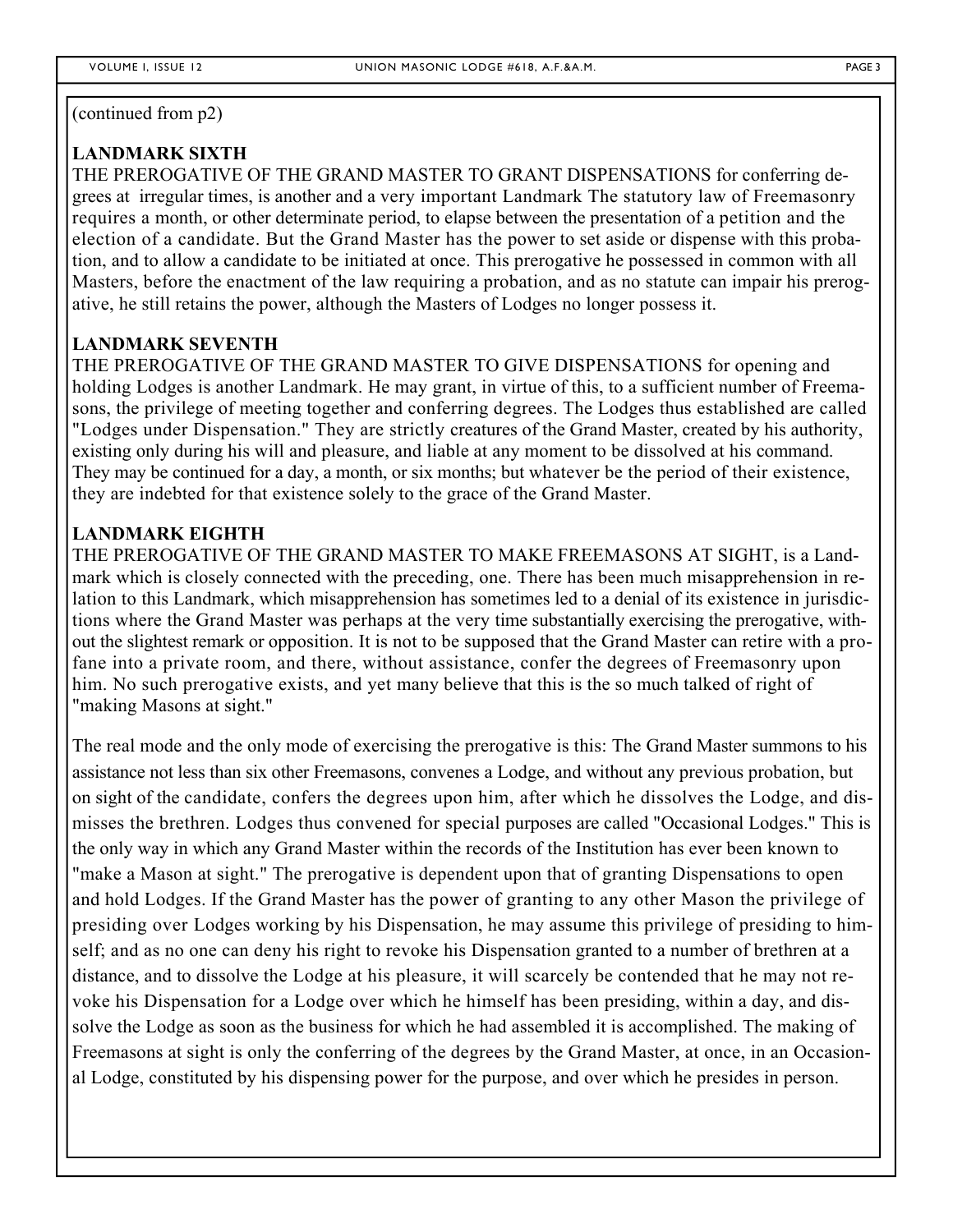(continued from p2)

**LANDMARK SIXTH**

THE PREROGATIVE OF THE GRAND MASTER TO GRANT DISPENSATIONS for conferring degrees at irregular times, is another and a very important Landmark The statutory law of Freemasonry requires a month, or other determinate period, to elapse between the presentation of a petition and the election of a candidate. But the Grand Master has the power to set aside or dispense with this probation, and to allow a candidate to be initiated at once. This prerogative he possessed in common with all Masters, before the enactment of the law requiring a probation, and as no statute can impair his prerogative, he still retains the power, although the Masters of Lodges no longer possess it.

**LANDMARK SEVENTH**

THE PREROGATIVE OF THE GRAND MASTER TO GIVE DISPENSATIONS for opening and holding Lodges is another Landmark. He may grant, in virtue of this, to a sufficient number of Freemasons, the privilege of meeting together and conferring degrees. The Lodges thus established are called "Lodges under Dispensation." They are strictly creatures of the Grand Master, created by his authority, existing only during his will and pleasure, and liable at any moment to be dissolved at his command. They may be continued for a day, a month, or six months; but whatever be the period of their existence, they are indebted for that existence solely to the grace of the Grand Master.

**LANDMARK EIGHTH**

THE PREROGATIVE OF THE GRAND MASTER TO MAKE FREEMASONS AT SIGHT, is a Landmark which is closely connected with the preceding, one. There has been much misapprehension in relation to this Landmark, which misapprehension has sometimes led to a denial of its existence in jurisdictions where the Grand Master was perhaps at the very time substantially exercising the prerogative, without the slightest remark or opposition. It is not to be supposed that the Grand Master can retire with a profane into a private room, and there, without assistance, confer the degrees of Freemasonry upon him. No such prerogative exists, and yet many believe that this is the so much talked of right of "making Masons at sight."

The real mode and the only mode of exercising the prerogative is this: The Grand Master summons to his assistance not less than six other Freemasons, convenes a Lodge, and without any previous probation, but on sight of the candidate, confers the degrees upon him, after which he dissolves the Lodge, and dismisses the brethren. Lodges thus convened for special purposes are called "Occasional Lodges." This is the only way in which any Grand Master within the records of the Institution has ever been known to "make a Mason at sight." The prerogative is dependent upon that of granting Dispensations to open and hold Lodges. If the Grand Master has the power of granting to any other Mason the privilege of presiding over Lodges working by his Dispensation, he may assume this privilege of presiding to himself; and as no one can deny his right to revoke his Dispensation granted to a number of brethren at a distance, and to dissolve the Lodge at his pleasure, it will scarcely be contended that he may not revoke his Dispensation for a Lodge over which he himself has been presiding, within a day, and dissolve the Lodge as soon as the business for which he had assembled it is accomplished. The making of Freemasons at sight is only the conferring of the degrees by the Grand Master, at once, in an Occasional Lodge, constituted by his dispensing power for the purpose, and over which he presides in person.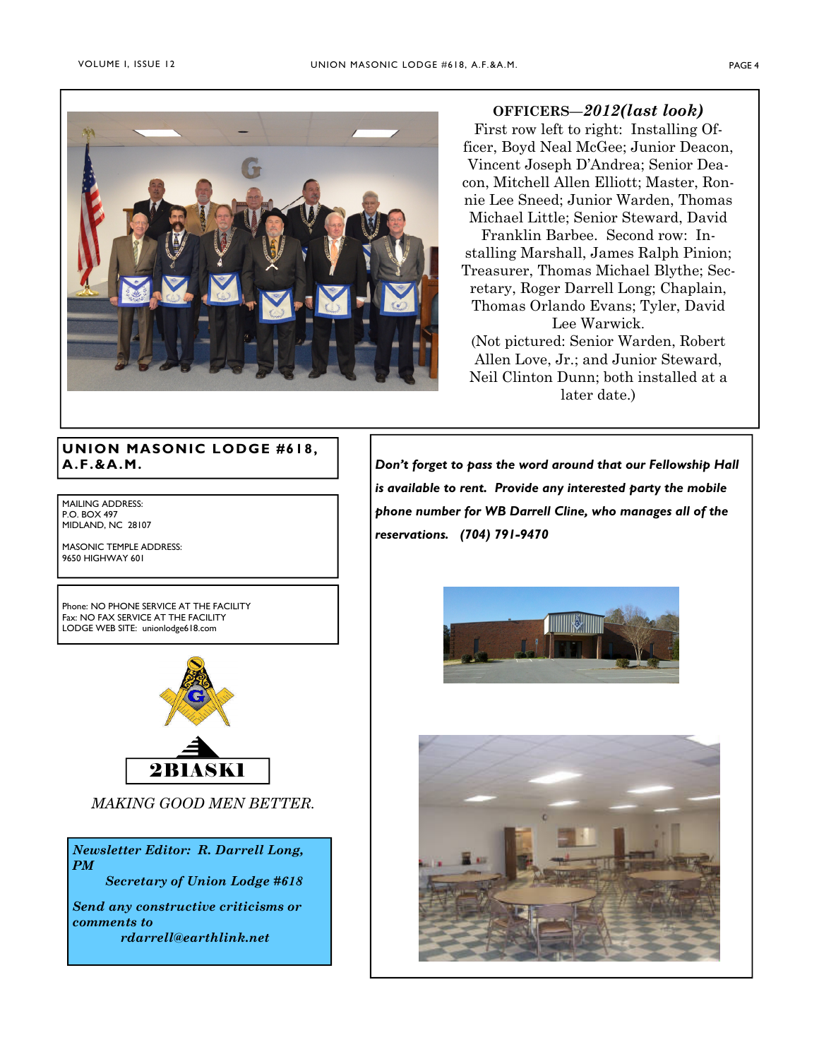## OFFICERS—*2012(last look)*

First row left to right: Installing Officer, Boyd Neal McGee; Junior Deacon, Vincent Joseph D'Andrea; Senior Deacon, Mitchell Allen Elliott; Master, Ronnie Lee Sneed; Junior Warden, Thomas Michael Little; Senior Steward, David Franklin Barbee. Second row: Installing Marshall, James Ralph Pinion; Treasurer, Thomas Michael Blythe; Secretary, Roger Darrell Long; Chaplain, Thomas Orlando Evans; Tyler, David Lee Warwick.

(Not pictured: Senior Warden, Robert Allen Love, Jr.; and Junior Steward, Neil Clinton Dunn; both installed at a later date.)

## UNION MASONIC LODGE #618, A.F.&A.M.

MAILING ADDRESS:
P.O. BOX 497
MIDLAND, NC 28107

MASONIC TEMPLE ADDRESS:
9650 HIGHWAY 601

Phone: NO PHONE SERVICE AT THE FACILITY
Fax: NO FAX SERVICE AT THE FACILITY
LODGE WEB SITE: unionlodge618.com

2B1ASK1

*MAKING GOOD MEN BETTER.*

***Newsletter Editor: R. Darrell Long, PM***
***Secretary of Union Lodge #618***

***Send any constructive criticisms or comments to***
***rdarrell@earthlink.net***

***Don't forget to pass the word around that our Fellowship Hall is available to rent. Provide any interested party the mobile phone number for WB Darrell Cline, who manages all of the reservations. (704) 791-9470***